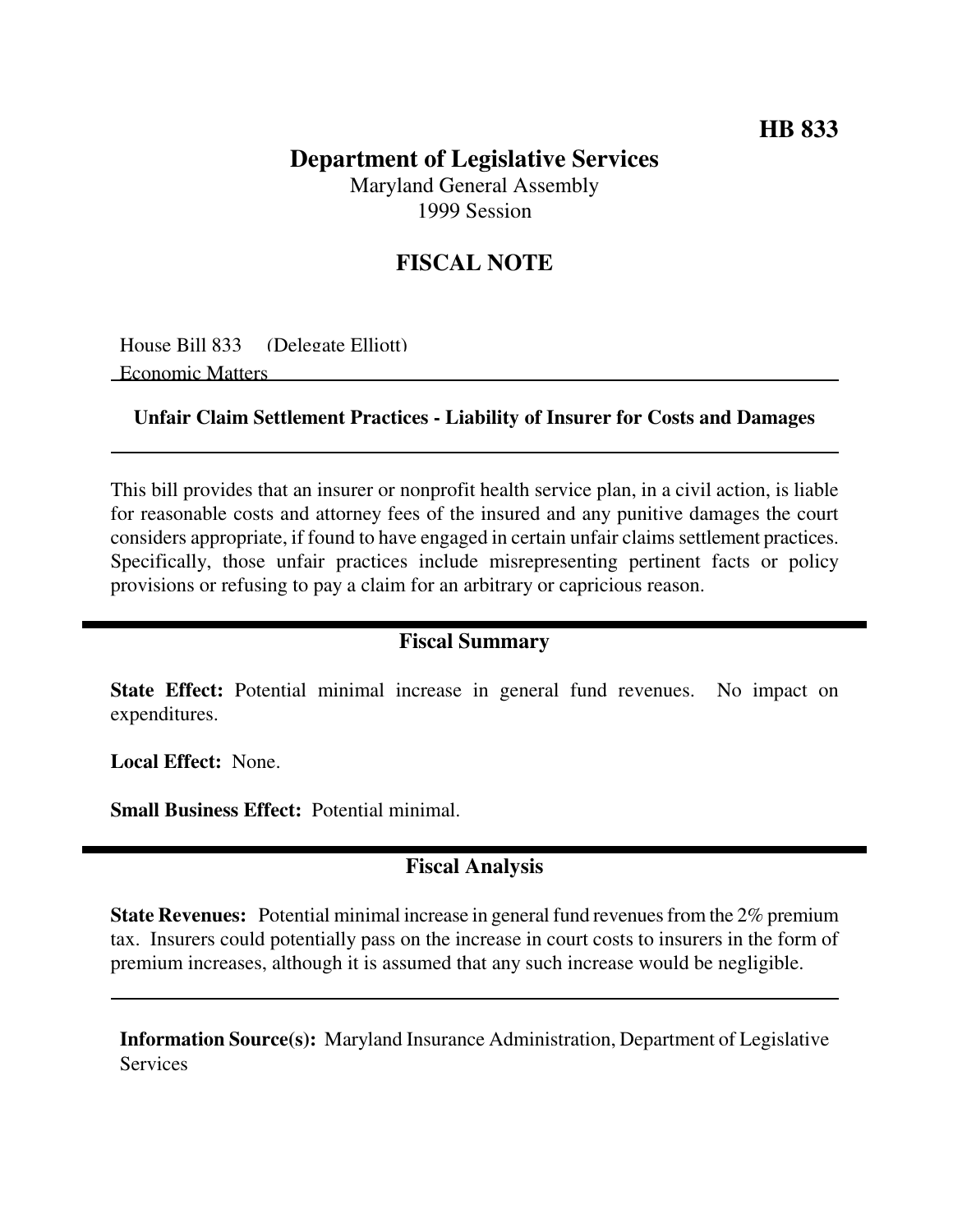**HB 833**

# Department of Legislative Services

Maryland General Assembly
1999 Session

## FISCAL NOTE

House Bill 833 (Delegate Elliott)
Economic Matters

**Unfair Claim Settlement Practices - Liability of Insurer for Costs and Damages**

This bill provides that an insurer or nonprofit health service plan, in a civil action, is liable for reasonable costs and attorney fees of the insured and any punitive damages the court considers appropriate, if found to have engaged in certain unfair claims settlement practices. Specifically, those unfair practices include misrepresenting pertinent facts or policy provisions or refusing to pay a claim for an arbitrary or capricious reason.

## Fiscal Summary

**State Effect:** Potential minimal increase in general fund revenues. No impact on expenditures.

**Local Effect:** None.

**Small Business Effect:** Potential minimal.

## Fiscal Analysis

**State Revenues:** Potential minimal increase in general fund revenues from the 2% premium tax. Insurers could potentially pass on the increase in court costs to insurers in the form of premium increases, although it is assumed that any such increase would be negligible.

**Information Source(s):** Maryland Insurance Administration, Department of Legislative Services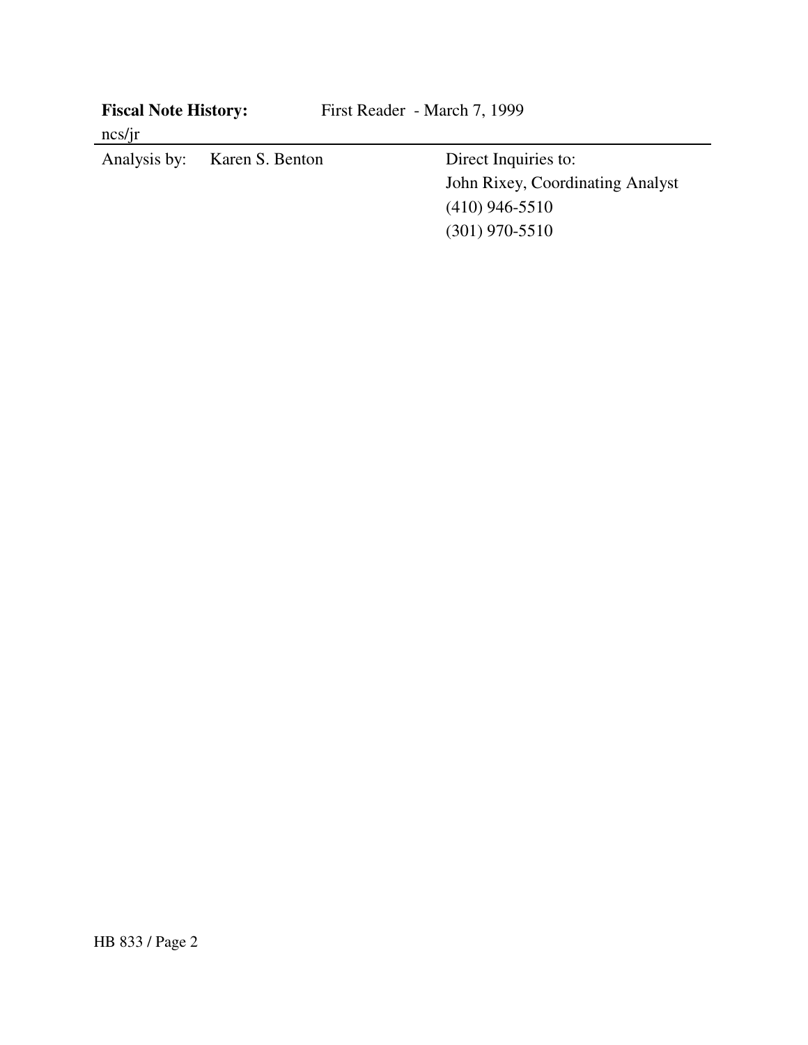**Fiscal Note History:** First Reader - March 7, 1999

ncs/jr

---

Analysis by: Karen S. Benton

Direct Inquiries to:
John Rixey, Coordinating Analyst
(410) 946-5510
(301) 970-5510